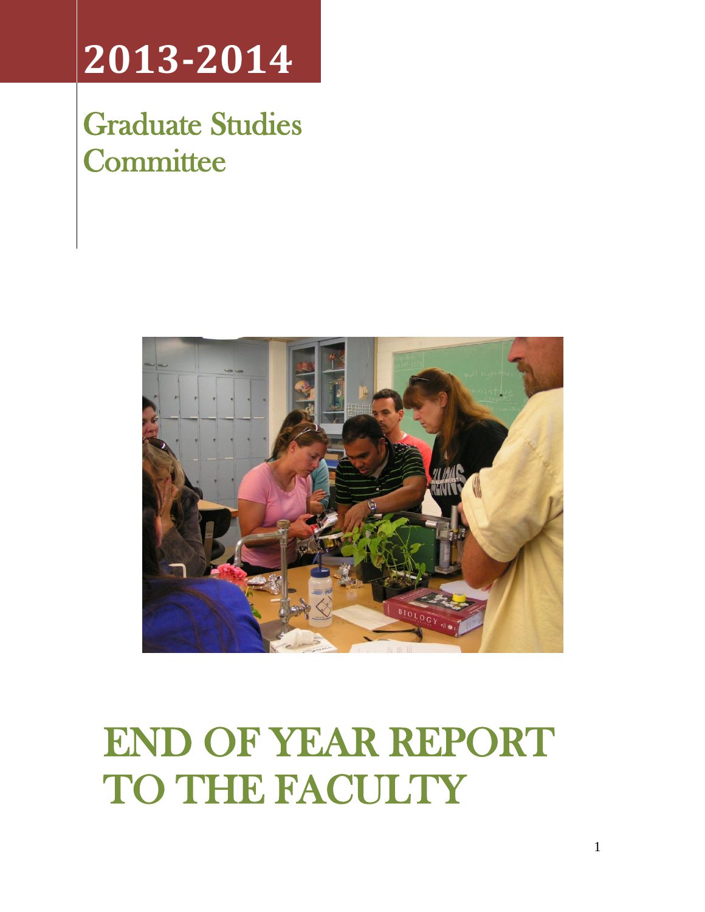# 2013-2014

## Graduate Studies Committee

# END OF YEAR REPORT TO THE FACULTY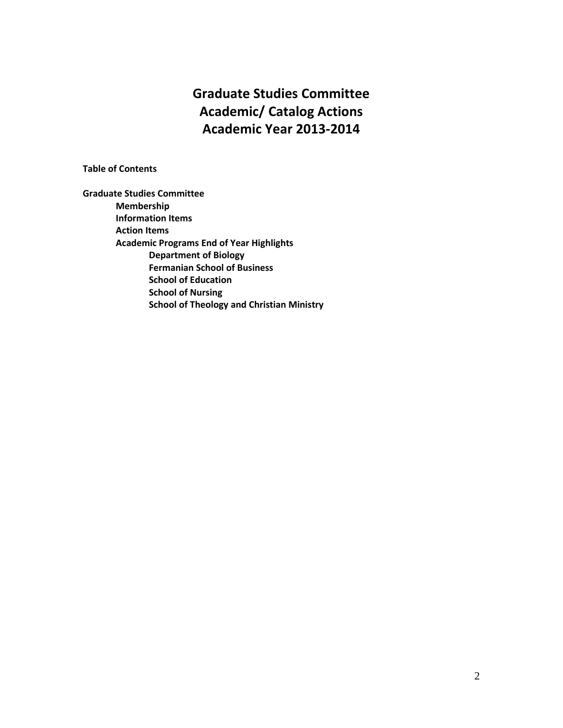# Graduate Studies Committee
# Academic/ Catalog Actions
# Academic Year 2013-2014

**Table of Contents**

**Graduate Studies Committee**

- **Membership**
- **Information Items**
- **Action Items**
- **Academic Programs End of Year Highlights**
  - **Department of Biology**
  - **Fermanian School of Business**
  - **School of Education**
  - **School of Nursing**
  - **School of Theology and Christian Ministry**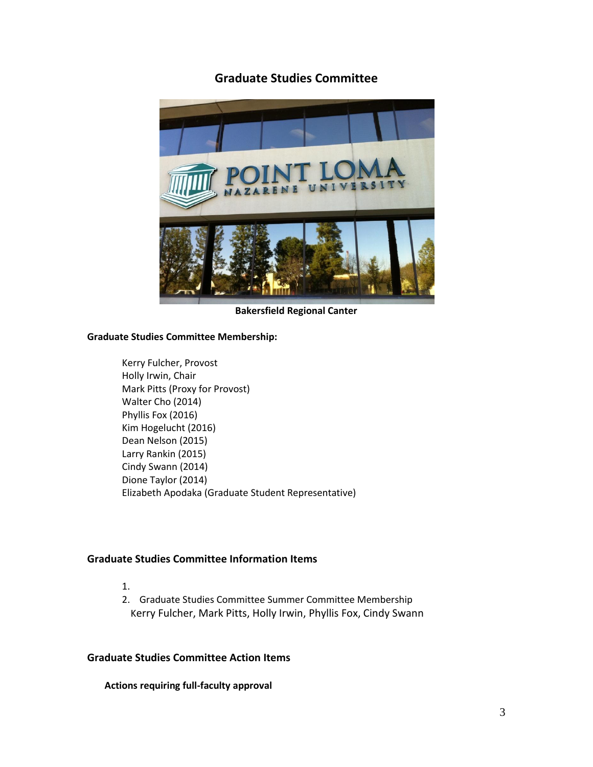# Graduate Studies Committee

**Bakersfield Regional Canter**

**Graduate Studies Committee Membership:**

Kerry Fulcher, Provost
Holly Irwin, Chair
Mark Pitts (Proxy for Provost)
Walter Cho (2014)
Phyllis Fox (2016)
Kim Hogelucht (2016)
Dean Nelson (2015)
Larry Rankin (2015)
Cindy Swann (2014)
Dione Taylor (2014)
Elizabeth Apodaka (Graduate Student Representative)

## Graduate Studies Committee Information Items

1.
2. Graduate Studies Committee Summer Committee Membership
   Kerry Fulcher, Mark Pitts, Holly Irwin, Phyllis Fox, Cindy Swann

## Graduate Studies Committee Action Items

**Actions requiring full-faculty approval**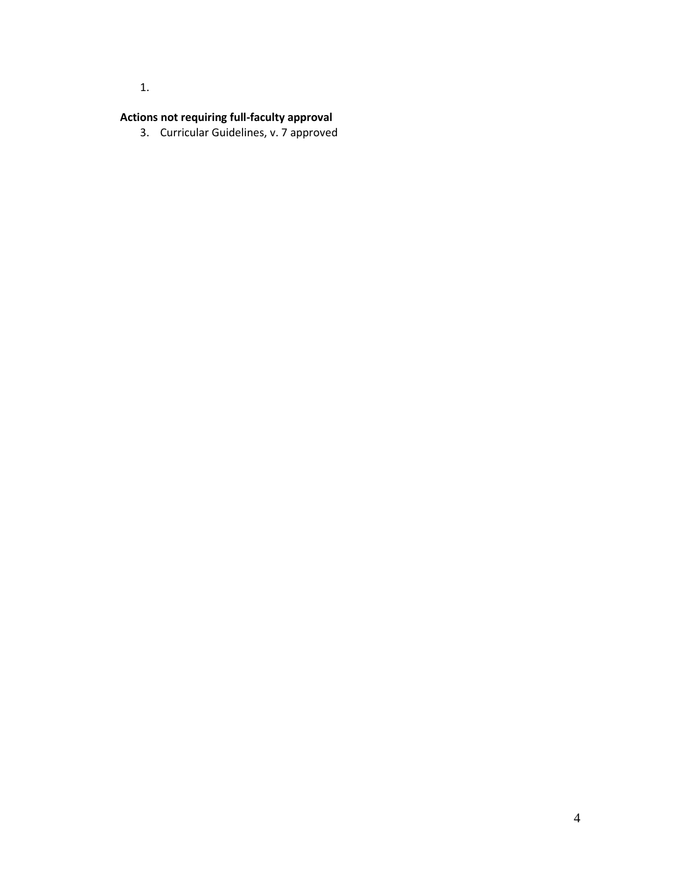1.

**Actions not requiring full-faculty approval**

3. Curricular Guidelines, v. 7 approved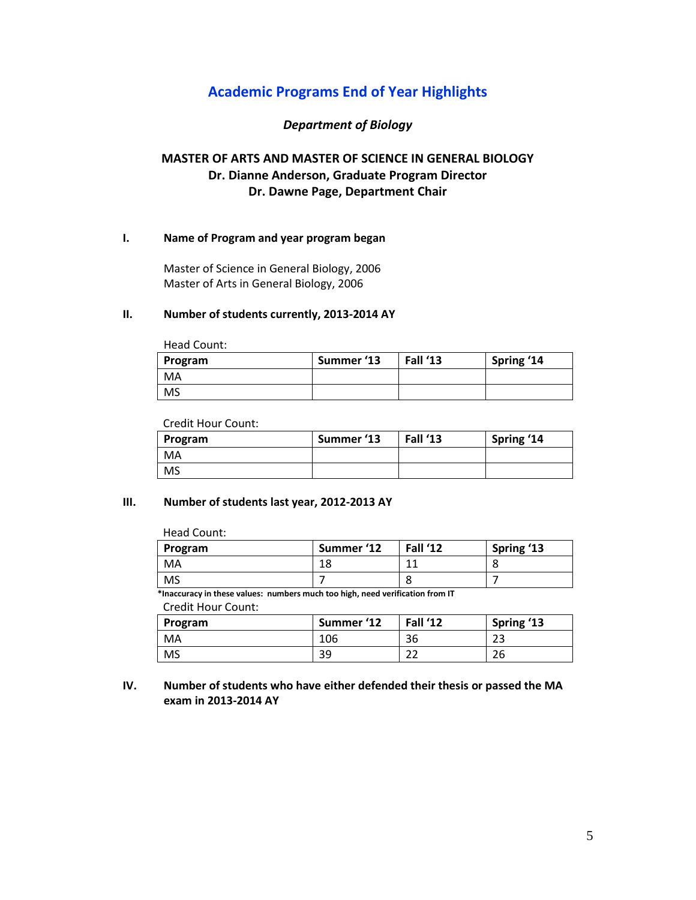# Academic Programs End of Year Highlights

***Department of Biology***

**MASTER OF ARTS AND MASTER OF SCIENCE IN GENERAL BIOLOGY**
**Dr. Dianne Anderson, Graduate Program Director**
**Dr. Dawne Page, Department Chair**

## I. Name of Program and year program began

Master of Science in General Biology, 2006
Master of Arts in General Biology, 2006

## II. Number of students currently, 2013-2014 AY

Head Count:

| Program | Summer '13 | Fall '13 | Spring '14 |
|---|---|---|---|
| MA | | | |
| MS | | | |

Credit Hour Count:

| Program | Summer '13 | Fall '13 | Spring '14 |
|---|---|---|---|
| MA | | | |
| MS | | | |

## III. Number of students last year, 2012-2013 AY

Head Count:

| Program | Summer '12 | Fall '12 | Spring '13 |
|---|---|---|---|
| MA | 18 | 11 | 8 |
| MS | 7 | 8 | 7 |

**\*Inaccuracy in these values: numbers much too high, need verification from IT**

Credit Hour Count:

| Program | Summer '12 | Fall '12 | Spring '13 |
|---|---|---|---|
| MA | 106 | 36 | 23 |
| MS | 39 | 22 | 26 |

## IV. Number of students who have either defended their thesis or passed the MA exam in 2013-2014 AY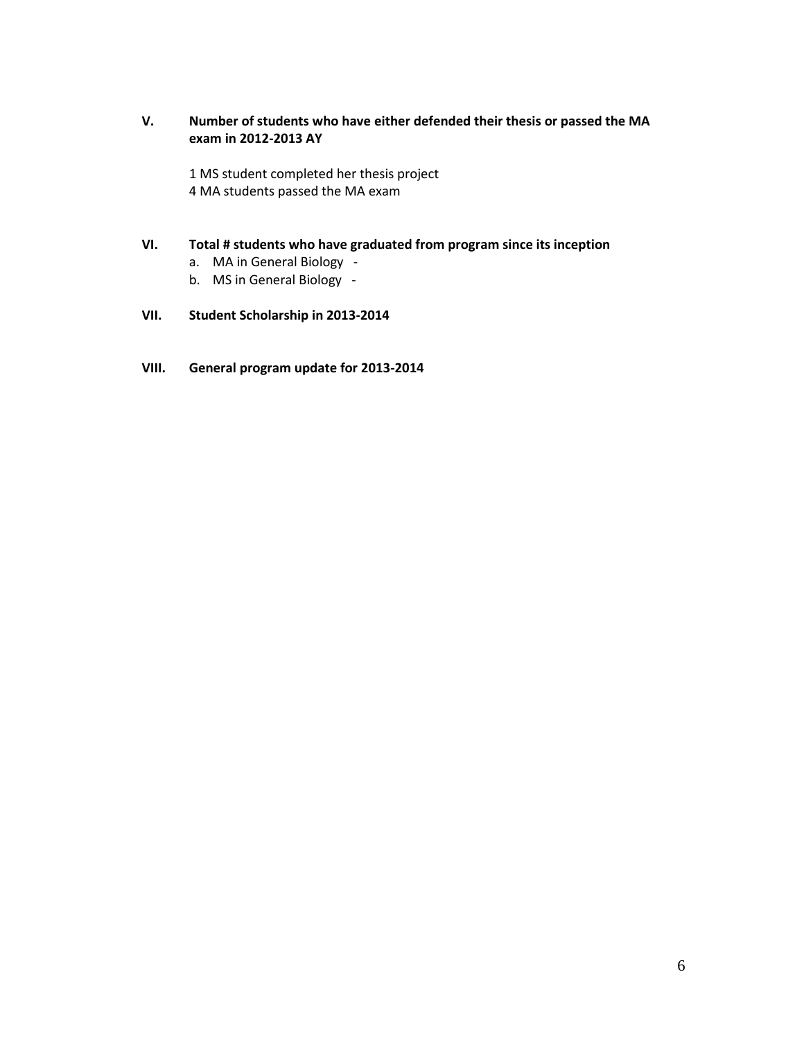## V. Number of students who have either defended their thesis or passed the MA exam in 2012-2013 AY

1 MS student completed her thesis project
4 MA students passed the MA exam

## VI. Total # students who have graduated from program since its inception

a. MA in General Biology -
b. MS in General Biology -

## VII. Student Scholarship in 2013-2014

## VIII. General program update for 2013-2014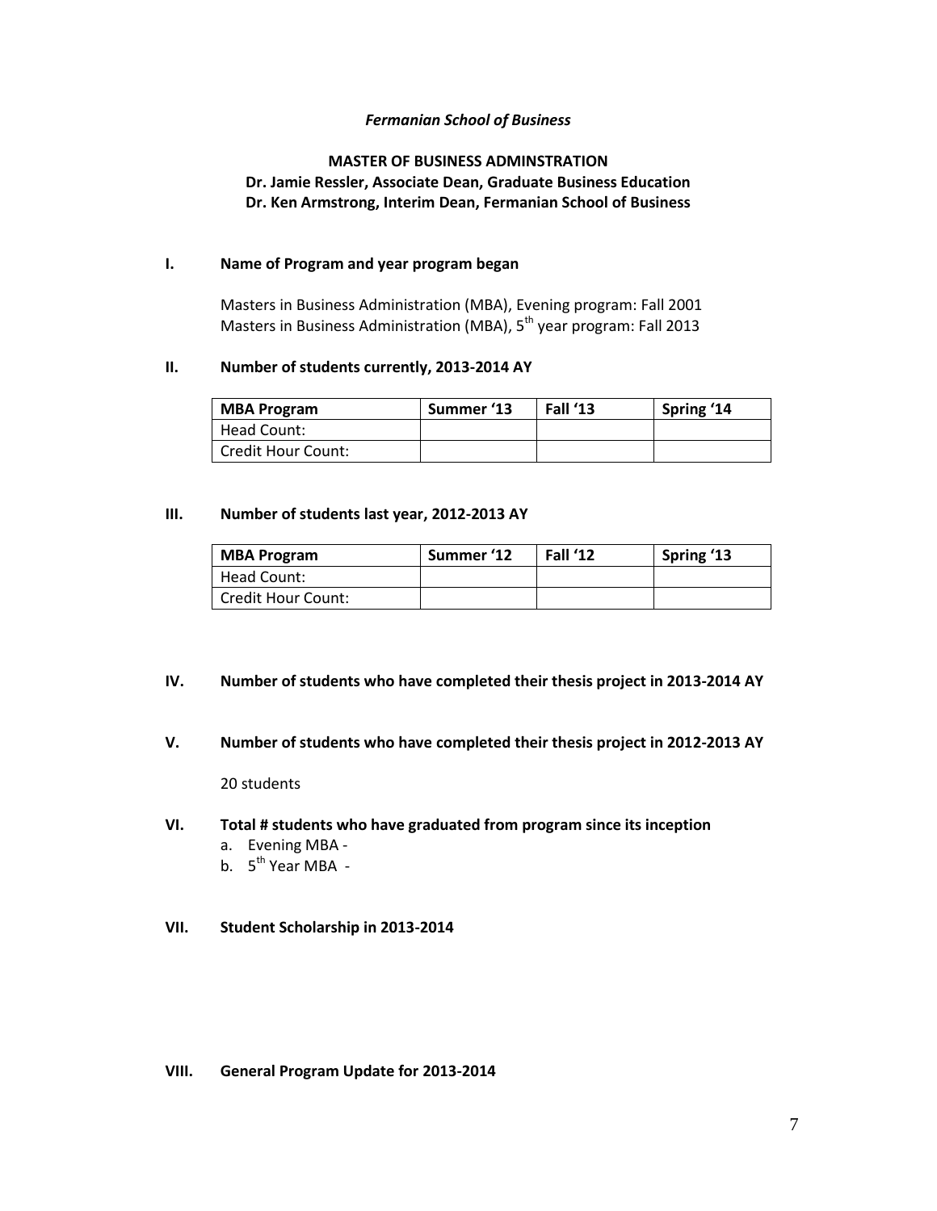*Fermanian School of Business*

**MASTER OF BUSINESS ADMINSTRATION**
**Dr. Jamie Ressler, Associate Dean, Graduate Business Education**
**Dr. Ken Armstrong, Interim Dean, Fermanian School of Business**

## I. Name of Program and year program began

Masters in Business Administration (MBA), Evening program: Fall 2001
Masters in Business Administration (MBA), 5th year program: Fall 2013

## II. Number of students currently, 2013-2014 AY

| MBA Program | Summer '13 | Fall '13 | Spring '14 |
|---|---|---|---|
| Head Count: | | | |
| Credit Hour Count: | | | |

## III. Number of students last year, 2012-2013 AY

| MBA Program | Summer '12 | Fall '12 | Spring '13 |
|---|---|---|---|
| Head Count: | | | |
| Credit Hour Count: | | | |

## IV. Number of students who have completed their thesis project in 2013-2014 AY

## V. Number of students who have completed their thesis project in 2012-2013 AY

20 students

## VI. Total # students who have graduated from program since its inception

a. Evening MBA -
b. 5th Year MBA -

## VII. Student Scholarship in 2013-2014

## VIII. General Program Update for 2013-2014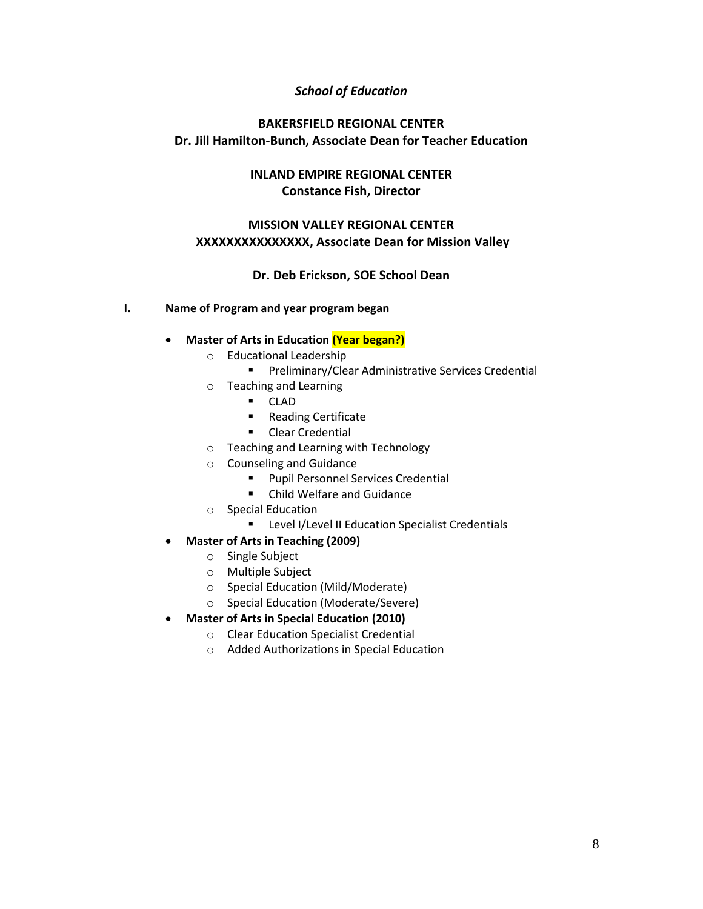*School of Education*

**BAKERSFIELD REGIONAL CENTER**
**Dr. Jill Hamilton-Bunch, Associate Dean for Teacher Education**

**INLAND EMPIRE REGIONAL CENTER**
**Constance Fish, Director**

**MISSION VALLEY REGIONAL CENTER**
**XXXXXXXXXXXXXXX, Associate Dean for Mission Valley**

**Dr. Deb Erickson, SOE School Dean**

## I. Name of Program and year program began

- **Master of Arts in Education (Year began?)**
  - Educational Leadership
    - Preliminary/Clear Administrative Services Credential
  - Teaching and Learning
    - CLAD
    - Reading Certificate
    - Clear Credential
  - Teaching and Learning with Technology
  - Counseling and Guidance
    - Pupil Personnel Services Credential
    - Child Welfare and Guidance
  - Special Education
    - Level I/Level II Education Specialist Credentials
- **Master of Arts in Teaching (2009)**
  - Single Subject
  - Multiple Subject
  - Special Education (Mild/Moderate)
  - Special Education (Moderate/Severe)
- **Master of Arts in Special Education (2010)**
  - Clear Education Specialist Credential
  - Added Authorizations in Special Education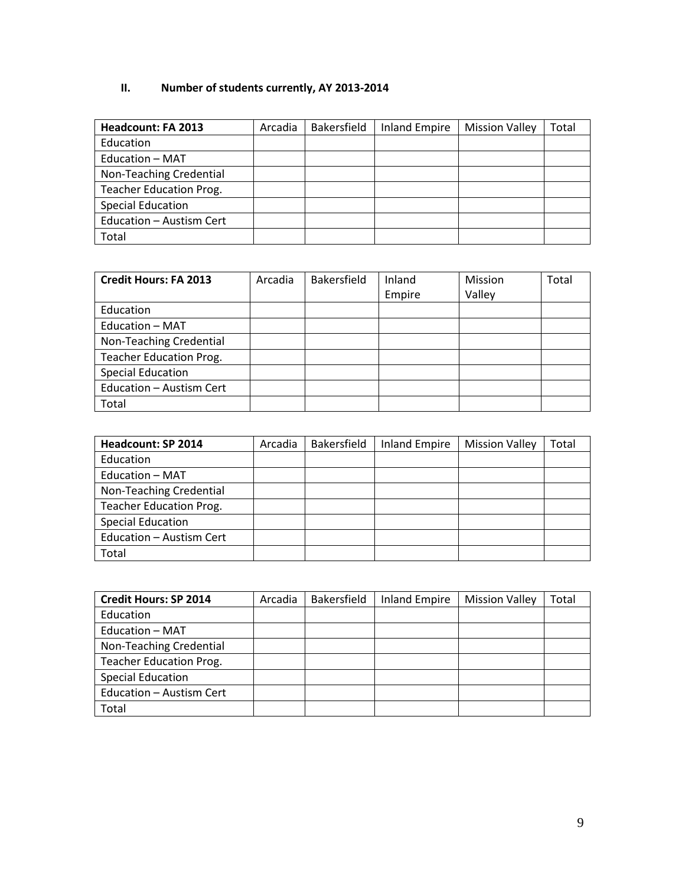## II. Number of students currently, AY 2013-2014

| **Headcount: FA 2013** | Arcadia | Bakersfield | Inland Empire | Mission Valley | Total |
|---|---|---|---|---|---|
| Education | | | | | |
| Education – MAT | | | | | |
| Non-Teaching Credential | | | | | |
| Teacher Education Prog. | | | | | |
| Special Education | | | | | |
| Education – Austism Cert | | | | | |
| Total | | | | | |

| **Credit Hours: FA 2013** | Arcadia | Bakersfield | Inland Empire | Mission Valley | Total |
|---|---|---|---|---|---|
| Education | | | | | |
| Education – MAT | | | | | |
| Non-Teaching Credential | | | | | |
| Teacher Education Prog. | | | | | |
| Special Education | | | | | |
| Education – Austism Cert | | | | | |
| Total | | | | | |

| **Headcount: SP 2014** | Arcadia | Bakersfield | Inland Empire | Mission Valley | Total |
|---|---|---|---|---|---|
| Education | | | | | |
| Education – MAT | | | | | |
| Non-Teaching Credential | | | | | |
| Teacher Education Prog. | | | | | |
| Special Education | | | | | |
| Education – Austism Cert | | | | | |
| Total | | | | | |

| **Credit Hours: SP 2014** | Arcadia | Bakersfield | Inland Empire | Mission Valley | Total |
|---|---|---|---|---|---|
| Education | | | | | |
| Education – MAT | | | | | |
| Non-Teaching Credential | | | | | |
| Teacher Education Prog. | | | | | |
| Special Education | | | | | |
| Education – Austism Cert | | | | | |
| Total | | | | | |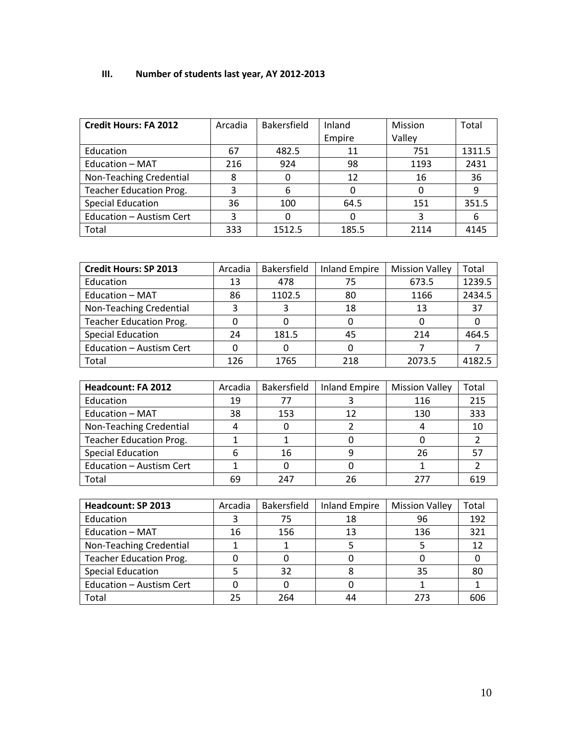### III. Number of students last year, AY 2012-2013

| Credit Hours: FA 2012 | Arcadia | Bakersfield | Inland Empire | Mission Valley | Total |
|---|---|---|---|---|---|
| Education | 67 | 482.5 | 11 | 751 | 1311.5 |
| Education – MAT | 216 | 924 | 98 | 1193 | 2431 |
| Non-Teaching Credential | 8 | 0 | 12 | 16 | 36 |
| Teacher Education Prog. | 3 | 6 | 0 | 0 | 9 |
| Special Education | 36 | 100 | 64.5 | 151 | 351.5 |
| Education – Austism Cert | 3 | 0 | 0 | 3 | 6 |
| Total | 333 | 1512.5 | 185.5 | 2114 | 4145 |

| Credit Hours: SP 2013 | Arcadia | Bakersfield | Inland Empire | Mission Valley | Total |
|---|---|---|---|---|---|
| Education | 13 | 478 | 75 | 673.5 | 1239.5 |
| Education – MAT | 86 | 1102.5 | 80 | 1166 | 2434.5 |
| Non-Teaching Credential | 3 | 3 | 18 | 13 | 37 |
| Teacher Education Prog. | 0 | 0 | 0 | 0 | 0 |
| Special Education | 24 | 181.5 | 45 | 214 | 464.5 |
| Education – Austism Cert | 0 | 0 | 0 | 7 | 7 |
| Total | 126 | 1765 | 218 | 2073.5 | 4182.5 |

| Headcount: FA 2012 | Arcadia | Bakersfield | Inland Empire | Mission Valley | Total |
|---|---|---|---|---|---|
| Education | 19 | 77 | 3 | 116 | 215 |
| Education – MAT | 38 | 153 | 12 | 130 | 333 |
| Non-Teaching Credential | 4 | 0 | 2 | 4 | 10 |
| Teacher Education Prog. | 1 | 1 | 0 | 0 | 2 |
| Special Education | 6 | 16 | 9 | 26 | 57 |
| Education – Austism Cert | 1 | 0 | 0 | 1 | 2 |
| Total | 69 | 247 | 26 | 277 | 619 |

| Headcount: SP 2013 | Arcadia | Bakersfield | Inland Empire | Mission Valley | Total |
|---|---|---|---|---|---|
| Education | 3 | 75 | 18 | 96 | 192 |
| Education – MAT | 16 | 156 | 13 | 136 | 321 |
| Non-Teaching Credential | 1 | 1 | 5 | 5 | 12 |
| Teacher Education Prog. | 0 | 0 | 0 | 0 | 0 |
| Special Education | 5 | 32 | 8 | 35 | 80 |
| Education – Austism Cert | 0 | 0 | 0 | 1 | 1 |
| Total | 25 | 264 | 44 | 273 | 606 |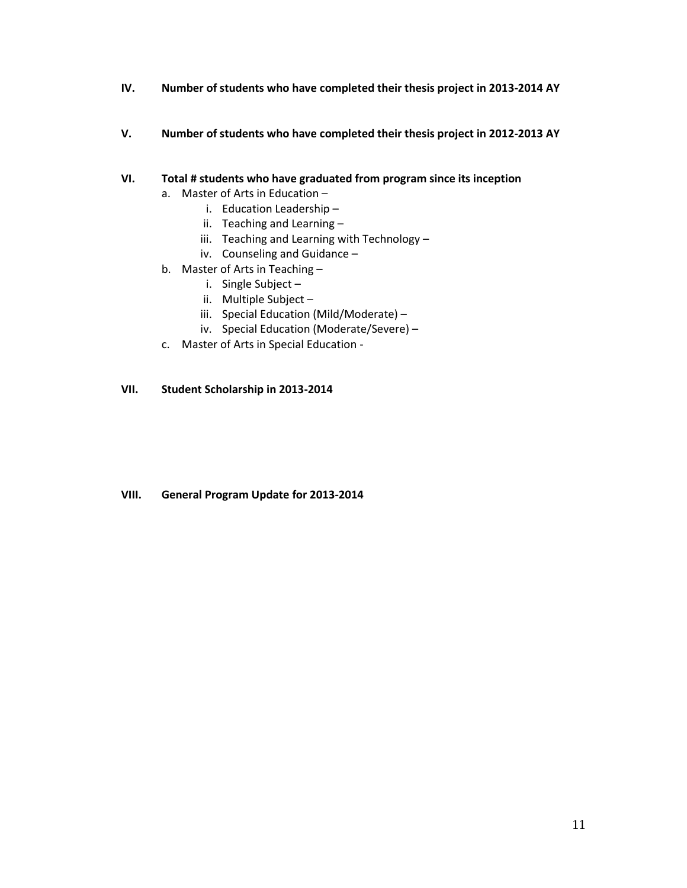## IV. Number of students who have completed their thesis project in 2013-2014 AY

## V. Number of students who have completed their thesis project in 2012-2013 AY

## VI. Total # students who have graduated from program since its inception

a. Master of Arts in Education –
   i. Education Leadership –
   ii. Teaching and Learning –
   iii. Teaching and Learning with Technology –
   iv. Counseling and Guidance –
b. Master of Arts in Teaching –
   i. Single Subject –
   ii. Multiple Subject –
   iii. Special Education (Mild/Moderate) –
   iv. Special Education (Moderate/Severe) –
c. Master of Arts in Special Education -

## VII. Student Scholarship in 2013-2014

## VIII. General Program Update for 2013-2014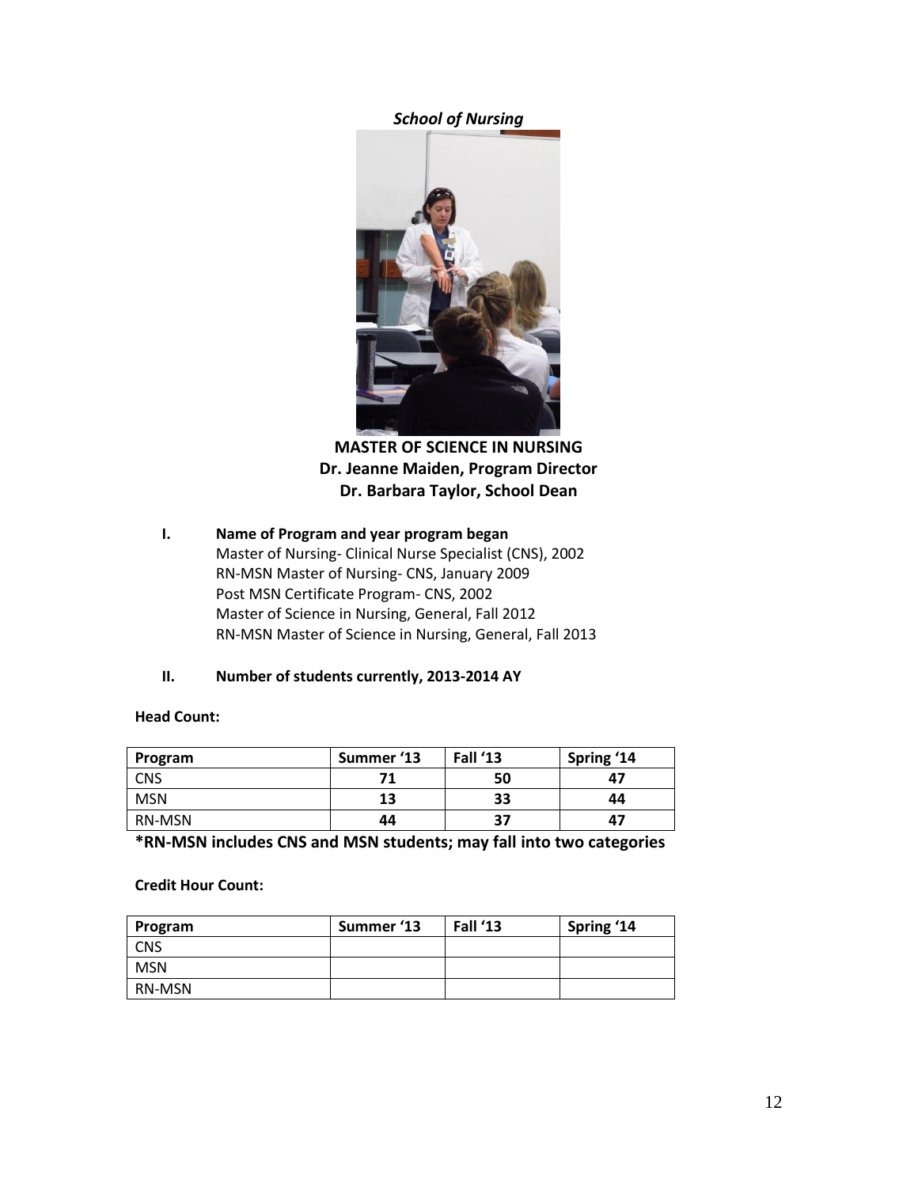*School of Nursing*

**MASTER OF SCIENCE IN NURSING**
**Dr. Jeanne Maiden, Program Director**
**Dr. Barbara Taylor, School Dean**

**I. Name of Program and year program began**

Master of Nursing- Clinical Nurse Specialist (CNS), 2002
RN-MSN Master of Nursing- CNS, January 2009
Post MSN Certificate Program- CNS, 2002
Master of Science in Nursing, General, Fall 2012
RN-MSN Master of Science in Nursing, General, Fall 2013

**II. Number of students currently, 2013-2014 AY**

**Head Count:**

| Program | Summer '13 | Fall '13 | Spring '14 |
| --- | --- | --- | --- |
| CNS | 71 | 50 | 47 |
| MSN | 13 | 33 | 44 |
| RN-MSN | 44 | 37 | 47 |

**\*RN-MSN includes CNS and MSN students; may fall into two categories**

**Credit Hour Count:**

| Program | Summer '13 | Fall '13 | Spring '14 |
| --- | --- | --- | --- |
| CNS | | | |
| MSN | | | |
| RN-MSN | | | |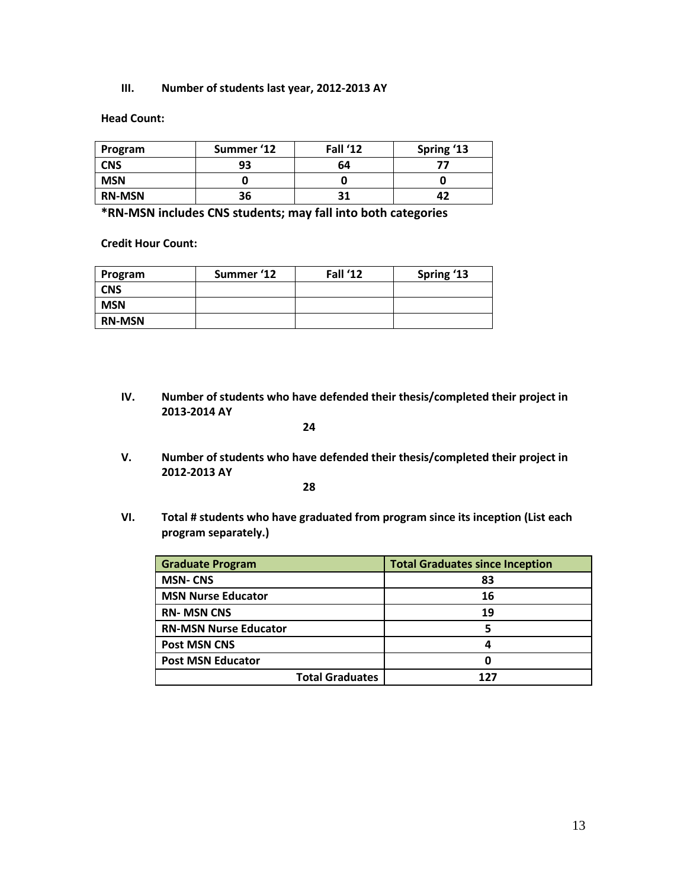### III. Number of students last year, 2012-2013 AY

**Head Count:**

| Program | Summer '12 | Fall '12 | Spring '13 |
|---|---|---|---|
| CNS | 93 | 64 | 77 |
| MSN | 0 | 0 | 0 |
| RN-MSN | 36 | 31 | 42 |

**\*RN-MSN includes CNS students; may fall into both categories**

**Credit Hour Count:**

| Program | Summer '12 | Fall '12 | Spring '13 |
|---|---|---|---|
| CNS | | | |
| MSN | | | |
| RN-MSN | | | |

### IV. Number of students who have defended their thesis/completed their project in 2013-2014 AY

**24**

### V. Number of students who have defended their thesis/completed their project in 2012-2013 AY

**28**

### VI. Total # students who have graduated from program since its inception (List each program separately.)

| Graduate Program | Total Graduates since Inception |
|---|---|
| MSN- CNS | 83 |
| MSN Nurse Educator | 16 |
| RN- MSN CNS | 19 |
| RN-MSN Nurse Educator | 5 |
| Post MSN CNS | 4 |
| Post MSN Educator | 0 |
| Total Graduates | 127 |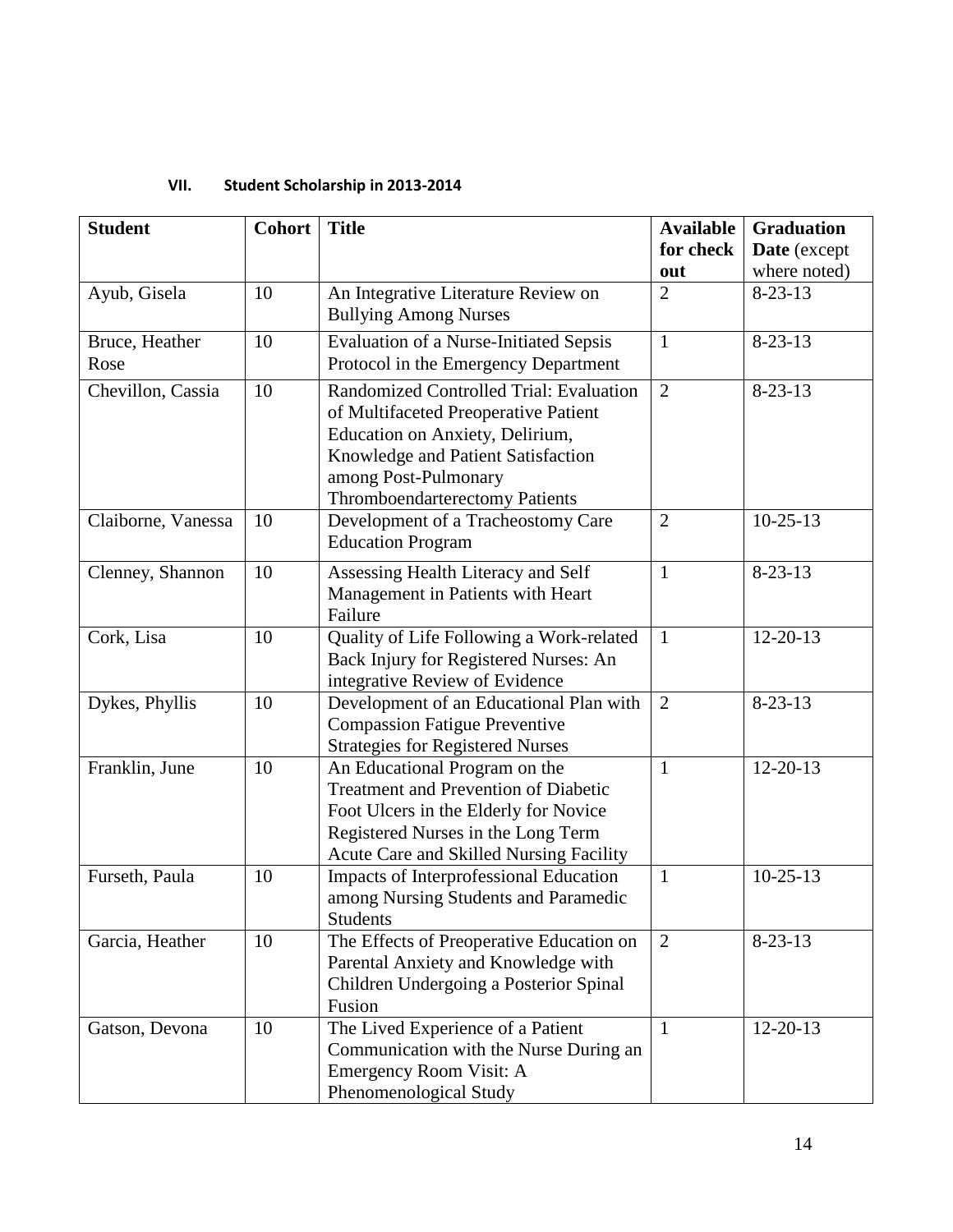## VII. Student Scholarship in 2013-2014

| Student | Cohort | Title | Available for check out | Graduation Date (except where noted) |
|---|---|---|---|---|
| Ayub, Gisela | 10 | An Integrative Literature Review on Bullying Among Nurses | 2 | 8-23-13 |
| Bruce, Heather Rose | 10 | Evaluation of a Nurse-Initiated Sepsis Protocol in the Emergency Department | 1 | 8-23-13 |
| Chevillon, Cassia | 10 | Randomized Controlled Trial: Evaluation of Multifaceted Preoperative Patient Education on Anxiety, Delirium, Knowledge and Patient Satisfaction among Post-Pulmonary Thromboendarterectomy Patients | 2 | 8-23-13 |
| Claiborne, Vanessa | 10 | Development of a Tracheostomy Care Education Program | 2 | 10-25-13 |
| Clenney, Shannon | 10 | Assessing Health Literacy and Self Management in Patients with Heart Failure | 1 | 8-23-13 |
| Cork, Lisa | 10 | Quality of Life Following a Work-related Back Injury for Registered Nurses: An integrative Review of Evidence | 1 | 12-20-13 |
| Dykes, Phyllis | 10 | Development of an Educational Plan with Compassion Fatigue Preventive Strategies for Registered Nurses | 2 | 8-23-13 |
| Franklin, June | 10 | An Educational Program on the Treatment and Prevention of Diabetic Foot Ulcers in the Elderly for Novice Registered Nurses in the Long Term Acute Care and Skilled Nursing Facility | 1 | 12-20-13 |
| Furseth, Paula | 10 | Impacts of Interprofessional Education among Nursing Students and Paramedic Students | 1 | 10-25-13 |
| Garcia, Heather | 10 | The Effects of Preoperative Education on Parental Anxiety and Knowledge with Children Undergoing a Posterior Spinal Fusion | 2 | 8-23-13 |
| Gatson, Devona | 10 | The Lived Experience of a Patient Communication with the Nurse During an Emergency Room Visit: A Phenomenological Study | 1 | 12-20-13 |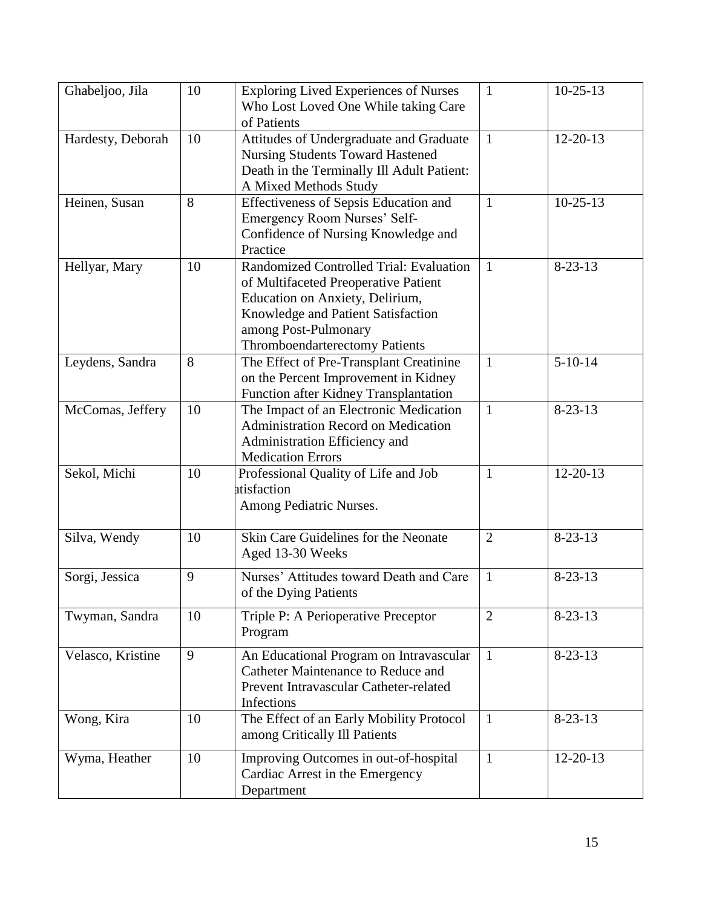| | | | | |
|---|---|---|---|---|
| Ghabeljoo, Jila | 10 | Exploring Lived Experiences of Nurses Who Lost Loved One While taking Care of Patients | 1 | 10-25-13 |
| Hardesty, Deborah | 10 | Attitudes of Undergraduate and Graduate Nursing Students Toward Hastened Death in the Terminally Ill Adult Patient: A Mixed Methods Study | 1 | 12-20-13 |
| Heinen, Susan | 8 | Effectiveness of Sepsis Education and Emergency Room Nurses' Self-Confidence of Nursing Knowledge and Practice | 1 | 10-25-13 |
| Hellyar, Mary | 10 | Randomized Controlled Trial: Evaluation of Multifaceted Preoperative Patient Education on Anxiety, Delirium, Knowledge and Patient Satisfaction among Post-Pulmonary Thromboendarterectomy Patients | 1 | 8-23-13 |
| Leydens, Sandra | 8 | The Effect of Pre-Transplant Creatinine on the Percent Improvement in Kidney Function after Kidney Transplantation | 1 | 5-10-14 |
| McComas, Jeffery | 10 | The Impact of an Electronic Medication Administration Record on Medication Administration Efficiency and Medication Errors | 1 | 8-23-13 |
| Sekol, Michi | 10 | Professional Quality of Life and Job atisfaction Among Pediatric Nurses. | 1 | 12-20-13 |
| Silva, Wendy | 10 | Skin Care Guidelines for the Neonate Aged 13-30 Weeks | 2 | 8-23-13 |
| Sorgi, Jessica | 9 | Nurses' Attitudes toward Death and Care of the Dying Patients | 1 | 8-23-13 |
| Twyman, Sandra | 10 | Triple P: A Perioperative Preceptor Program | 2 | 8-23-13 |
| Velasco, Kristine | 9 | An Educational Program on Intravascular Catheter Maintenance to Reduce and Prevent Intravascular Catheter-related Infections | 1 | 8-23-13 |
| Wong, Kira | 10 | The Effect of an Early Mobility Protocol among Critically Ill Patients | 1 | 8-23-13 |
| Wyma, Heather | 10 | Improving Outcomes in out-of-hospital Cardiac Arrest in the Emergency Department | 1 | 12-20-13 |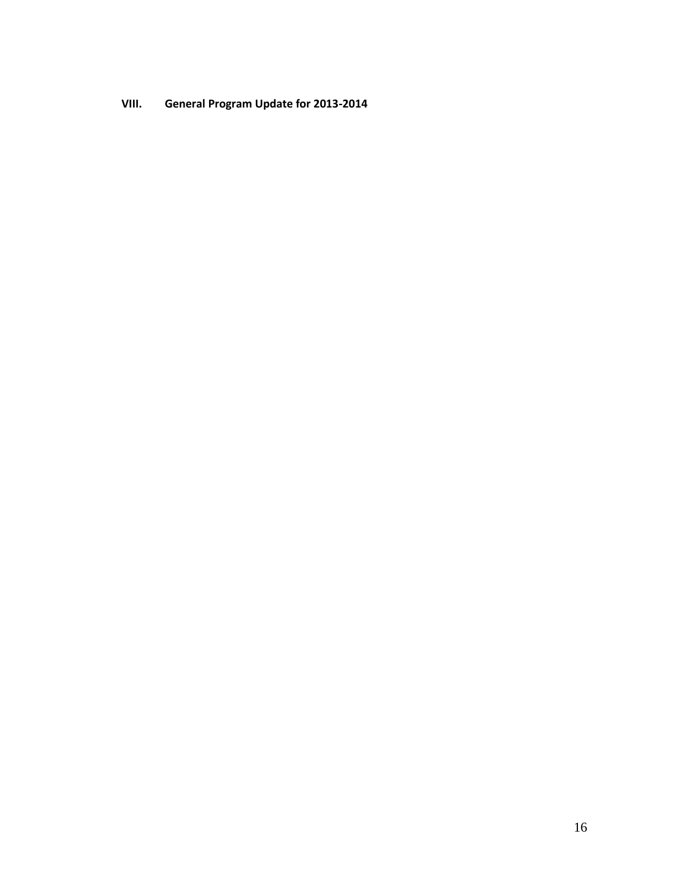## VIII. General Program Update for 2013-2014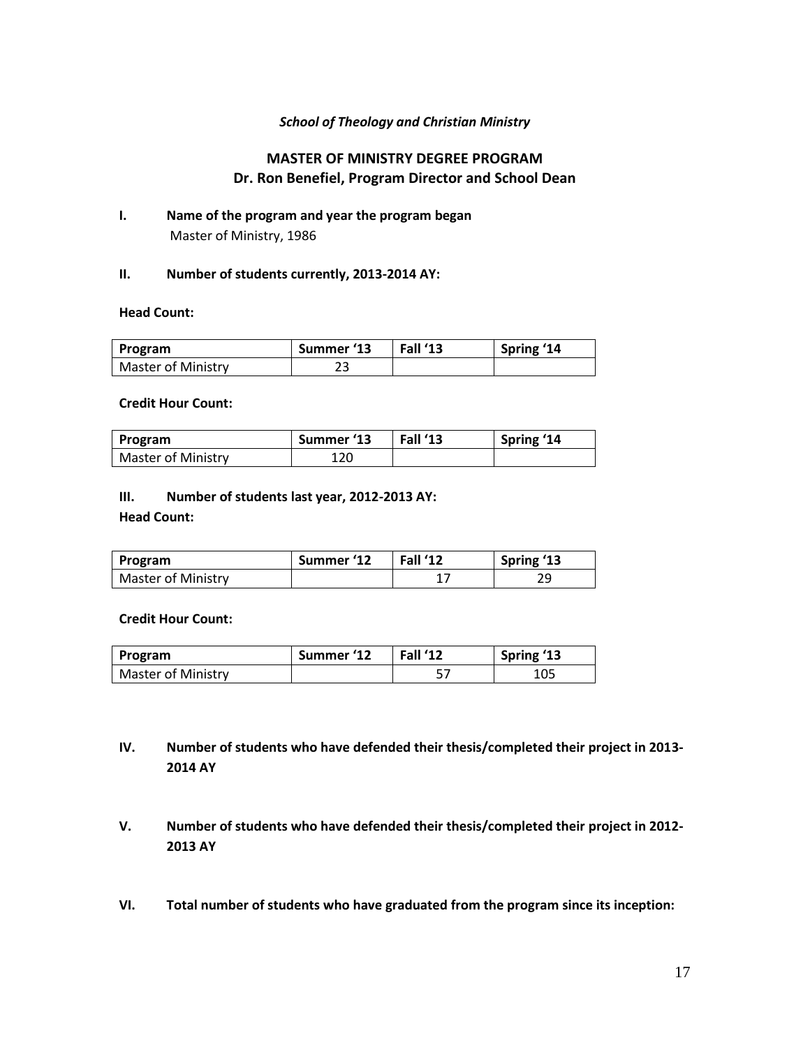*School of Theology and Christian Ministry*

## MASTER OF MINISTRY DEGREE PROGRAM
## Dr. Ron Benefiel, Program Director and School Dean

**I. Name of the program and year the program began**

Master of Ministry, 1986

**II. Number of students currently, 2013-2014 AY:**

**Head Count:**

| Program | Summer '13 | Fall '13 | Spring '14 |
|---|---|---|---|
| Master of Ministry | 23 | | |

**Credit Hour Count:**

| Program | Summer '13 | Fall '13 | Spring '14 |
|---|---|---|---|
| Master of Ministry | 120 | | |

**III. Number of students last year, 2012-2013 AY:**

**Head Count:**

| Program | Summer '12 | Fall '12 | Spring '13 |
|---|---|---|---|
| Master of Ministry | | 17 | 29 |

**Credit Hour Count:**

| Program | Summer '12 | Fall '12 | Spring '13 |
|---|---|---|---|
| Master of Ministry | | 57 | 105 |

**IV. Number of students who have defended their thesis/completed their project in 2013-2014 AY**

**V. Number of students who have defended their thesis/completed their project in 2012-2013 AY**

**VI. Total number of students who have graduated from the program since its inception:**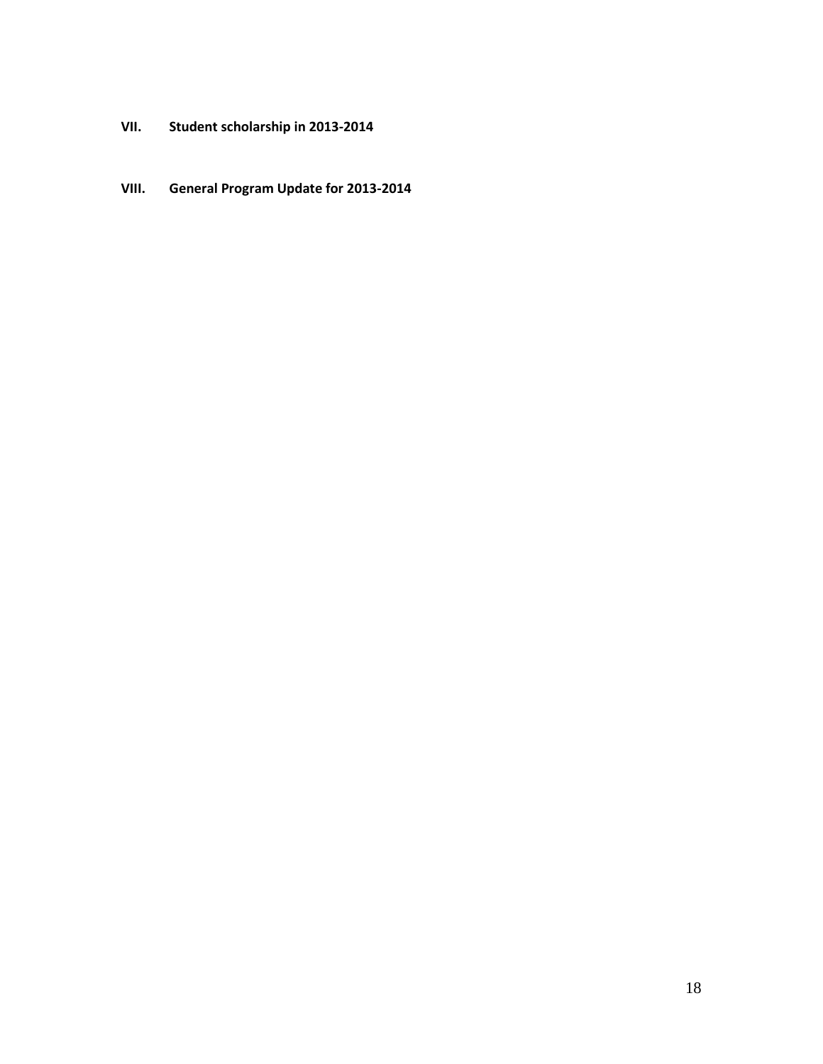## VII. Student scholarship in 2013-2014

## VIII. General Program Update for 2013-2014